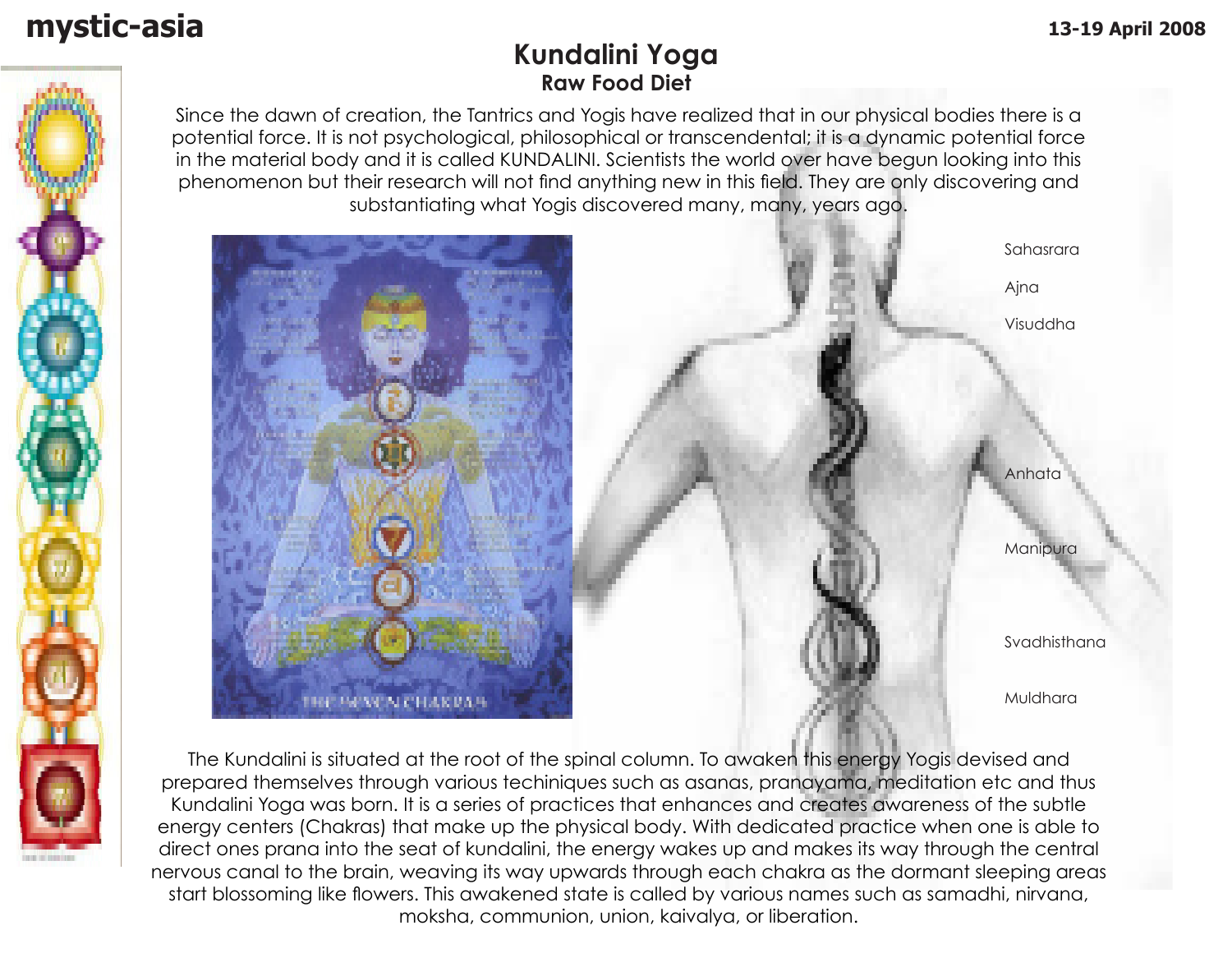# Kundalini Yoga

## Raw Food Diet

Since the dawn of creation, the Tantrics and Yogis have realized that in our physical bodies there is a potential force. It is not psychological, philosophical or transcendental; it is a dynamic potential force in the material body and it is called KUNDALINI. Scientists the world over have begun looking into this phenomenon but their research will not find anything new in this field. They are only discovering and substantiating what Yogis discovered many, many, years ago.

Sahasrara

Ajna

Visuddha

Anhata

Manipura

Svadhisthana

Muldhara

The Kundalini is situated at the root of the spinal column. To awaken this energy Yogis devised and prepared themselves through various techiniques such as asanas, pranayama, meditation etc and thus Kundalini Yoga was born. It is a series of practices that enhances and creates awareness of the subtle energy centers (Chakras) that make up the physical body. With dedicated practice when one is able to direct ones prana into the seat of kundalini, the energy wakes up and makes its way through the central nervous canal to the brain, weaving its way upwards through each chakra as the dormant sleeping areas start blossoming like flowers. This awakened state is called by various names such as samadhi, nirvana, moksha, communion, union, kaivalya, or liberation.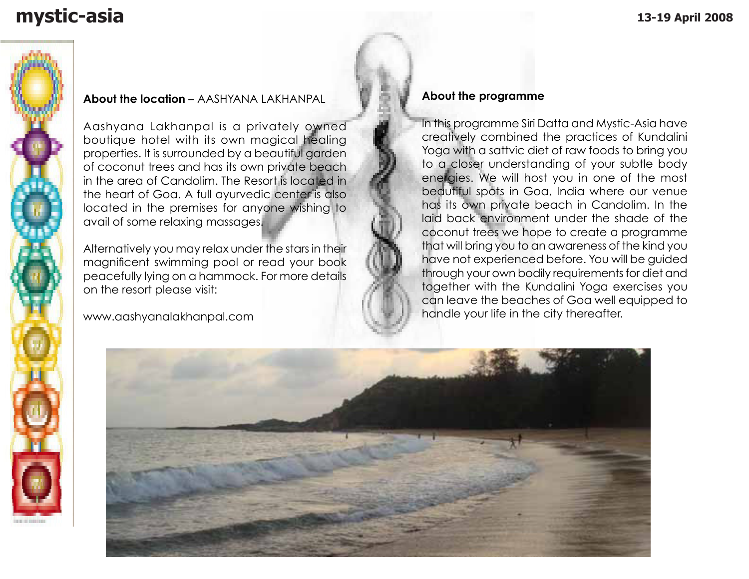## About the location – AASHYANA LAKHANPAL

Aashyana Lakhanpal is a privately owned boutique hotel with its own magical healing properties. It is surrounded by a beautiful garden of coconut trees and has its own private beach in the area of Candolim. The Resort is located in the heart of Goa. A full ayurvedic center is also located in the premises for anyone wishing to avail of some relaxing massages.

Alternatively you may relax under the stars in their magnificent swimming pool or read your book peacefully lying on a hammock. For more details on the resort please visit:

www.aashyanalakhanpal.com

## About the programme

In this programme Siri Datta and Mystic-Asia have creatively combined the practices of Kundalini Yoga with a sattvic diet of raw foods to bring you to a closer understanding of your subtle body energies. We will host you in one of the most beautiful spots in Goa, India where our venue has its own private beach in Candolim. In the laid back environment under the shade of the coconut trees we hope to create a programme that will bring you to an awareness of the kind you have not experienced before. You will be guided through your own bodily requirements for diet and together with the Kundalini Yoga exercises you can leave the beaches of Goa well equipped to handle your life in the city thereafter.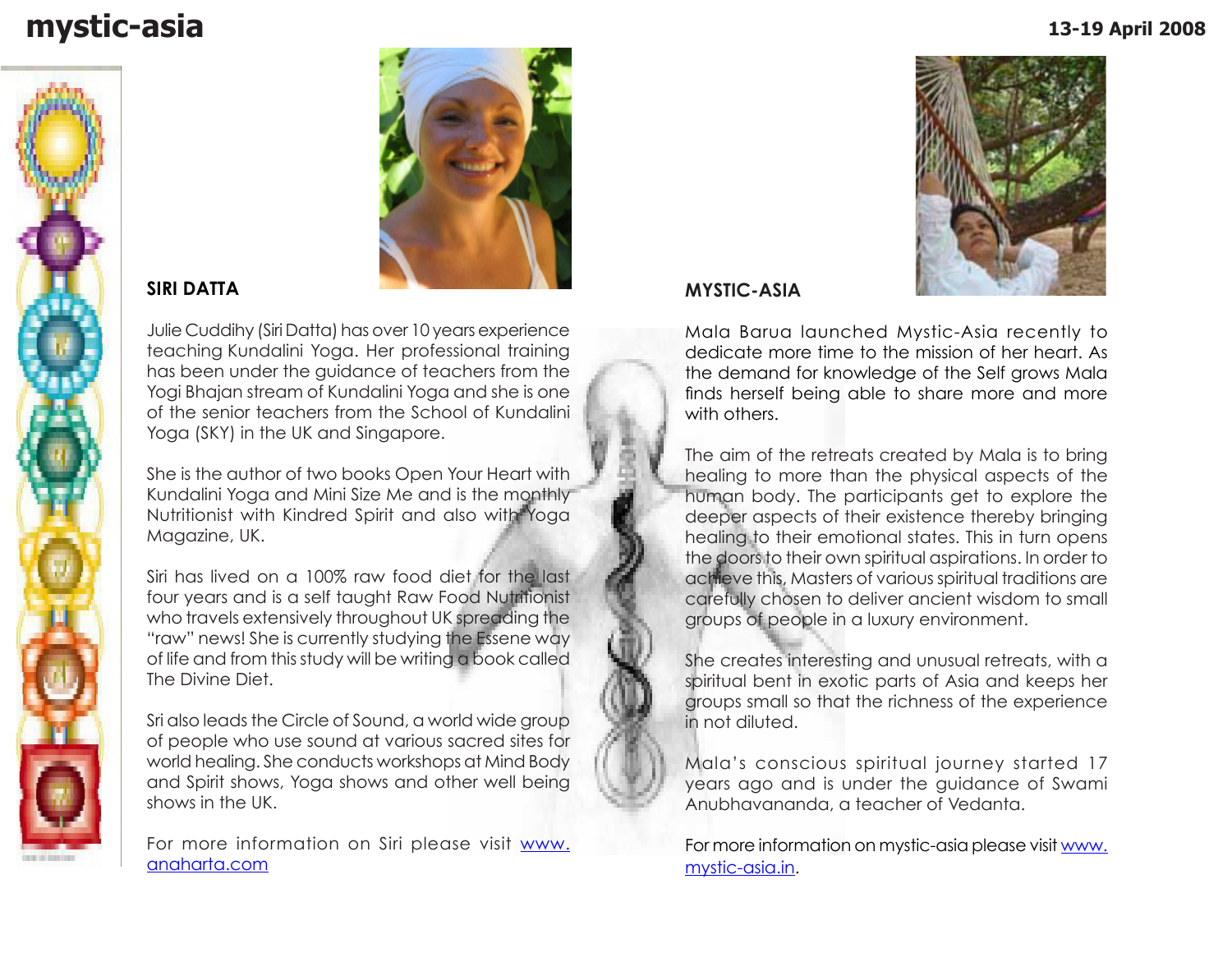## SIRI DATTA

Julie Cuddihy (Siri Datta) has over 10 years experience teaching Kundalini Yoga. Her professional training has been under the guidance of teachers from the Yogi Bhajan stream of Kundalini Yoga and she is one of the senior teachers from the School of Kundalini Yoga (SKY) in the UK and Singapore.

She is the author of two books Open Your Heart with Kundalini Yoga and Mini Size Me and is the monthly Nutritionist with Kindred Spirit and also with Yoga Magazine, UK.

Siri has lived on a 100% raw food diet for the last four years and is a self taught Raw Food Nutritionist who travels extensively throughout UK spreading the "raw" news! She is currently studying the Essene way of life and from this study will be writing a book called The Divine Diet.

Sri also leads the Circle of Sound, a world wide group of people who use sound at various sacred sites for world healing. She conducts workshops at Mind Body and Spirit shows, Yoga shows and other well being shows in the UK.

For more information on Siri please visit www.anaharta.com

## MYSTIC-ASIA

Mala Barua launched Mystic-Asia recently to dedicate more time to the mission of her heart. As the demand for knowledge of the Self grows Mala finds herself being able to share more and more with others.

The aim of the retreats created by Mala is to bring healing to more than the physical aspects of the human body. The participants get to explore the deeper aspects of their existence thereby bringing healing to their emotional states. This in turn opens the doors to their own spiritual aspirations. In order to achieve this, Masters of various spiritual traditions are carefully chosen to deliver ancient wisdom to small groups of people in a luxury environment.

She creates interesting and unusual retreats, with a spiritual bent in exotic parts of Asia and keeps her groups small so that the richness of the experience in not diluted.

Mala's conscious spiritual journey started 17 years ago and is under the guidance of Swami Anubhavananda, a teacher of Vedanta.

For more information on mystic-asia please visit www.mystic-asia.in.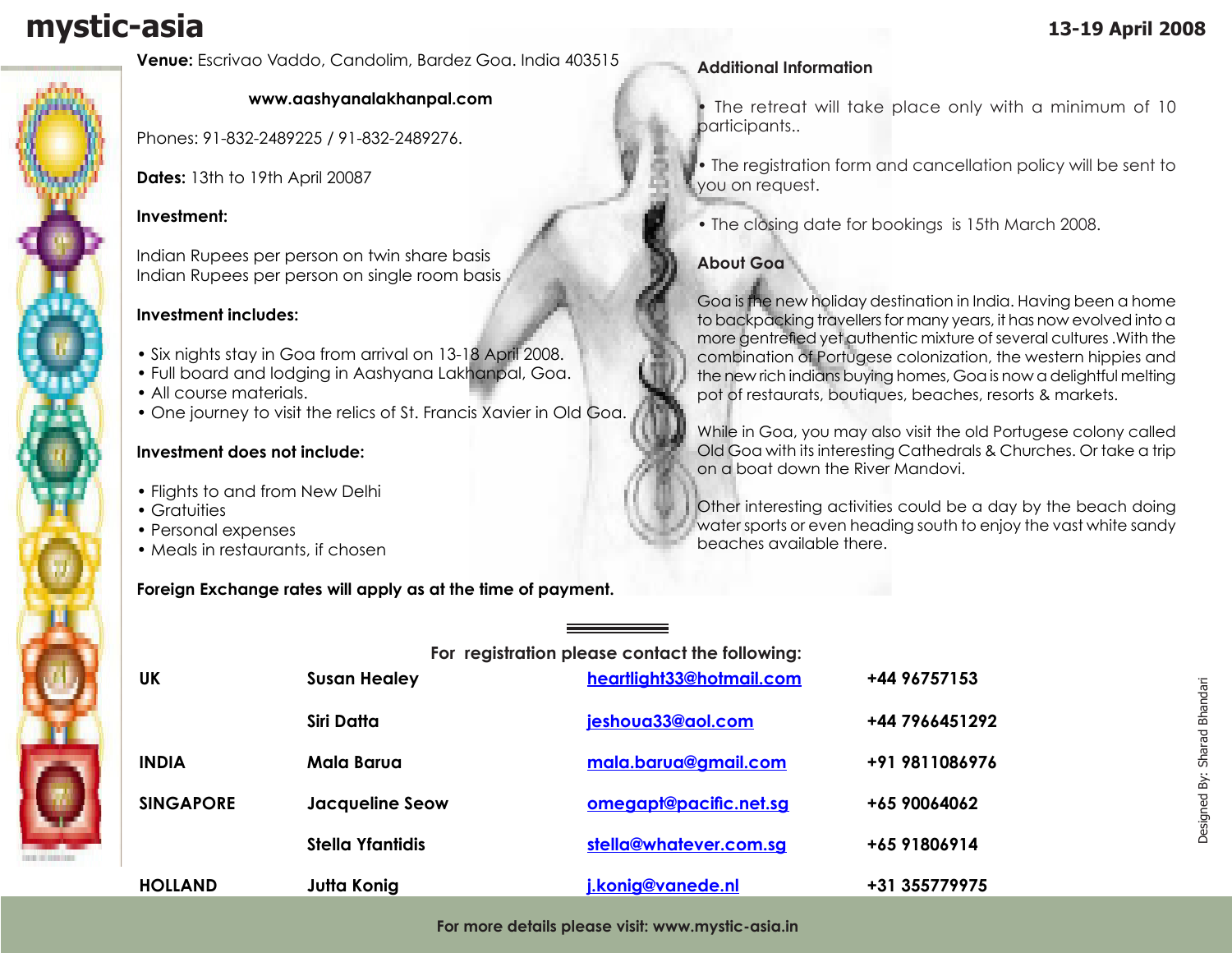# mystic-asia

**13-19 April 2008**

**Venue:** Escrivao Vaddo, Candolim, Bardez Goa. India 403515

**www.aashyanalakhanpal.com**

Phones: 91-832-2489225 / 91-832-2489276.

**Dates:** 13th to 19th April 20087

**Investment:**

Indian Rupees per person on twin share basis
Indian Rupees per person on single room basis

**Investment includes:**

- Six nights stay in Goa from arrival on 13-18 April 2008.
- Full board and lodging in Aashyana Lakhanpal, Goa.
- All course materials.
- One journey to visit the relics of St. Francis Xavier in Old Goa.

**Investment does not include:**

- Flights to and from New Delhi
- Gratuities
- Personal expenses
- Meals in restaurants, if chosen

**Foreign Exchange rates will apply as at the time of payment.**

## Additional Information

- The retreat will take place only with a minimum of 10 participants..
- The registration form and cancellation policy will be sent to you on request.
- The closing date for bookings is 15th March 2008.

## About Goa

Goa is the new holiday destination in India. Having been a home to backpacking travellers for many years, it has now evolved into a more gentrefied yet authentic mixture of several cultures .With the combination of Portugese colonization, the western hippies and the new rich indians buying homes, Goa is now a delightful melting pot of restaurats, boutiques, beaches, resorts & markets.

While in Goa, you may also visit the old Portugese colony called Old Goa with its interesting Cathedrals & Churches. Or take a trip on a boat down the River Mandovi.

Other interesting activities could be a day by the beach doing water sports or even heading south to enjoy the vast white sandy beaches available there.

**For registration please contact the following:**

| | | | |
|---|---|---|---|
| **UK** | **Susan Healey** | heartlight33@hotmail.com | **+44 96757153** |
| | **Siri Datta** | jeshoua33@aol.com | **+44 7966451292** |
| **INDIA** | **Mala Barua** | mala.barua@gmail.com | **+91 9811086976** |
| **SINGAPORE** | **Jacqueline Seow** | omegapt@pacific.net.sg | **+65 90064062** |
| | **Stella Yfantidis** | stella@whatever.com.sg | **+65 91806914** |
| **HOLLAND** | **Jutta Konig** | j.konig@vanede.nl | **+31 355779975** |

Designed By: Sharad Bhandari

**For more details please visit: www.mystic-asia.in**